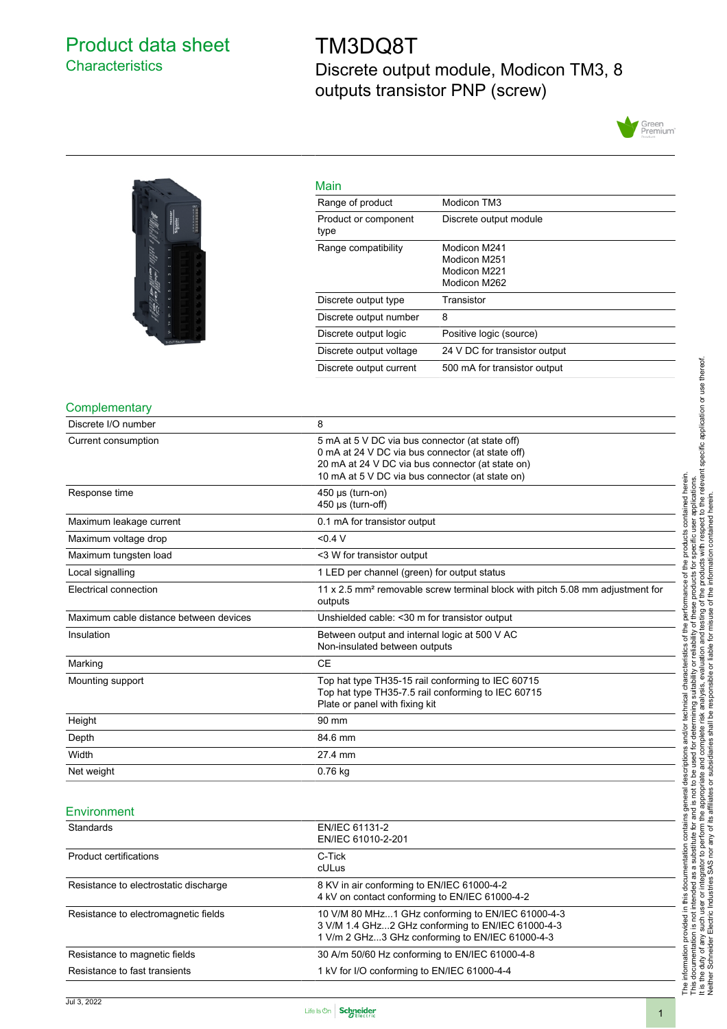# Product data sheet
## Characteristics

# TM3DQ8T
## Discrete output module, Modicon TM3, 8 outputs transistor PNP (screw)

### Main

| | |
|---|---|
| Range of product | Modicon TM3 |
| Product or component type | Discrete output module |
| Range compatibility | Modicon M241<br>Modicon M251<br>Modicon M221<br>Modicon M262 |
| Discrete output type | Transistor |
| Discrete output number | 8 |
| Discrete output logic | Positive logic (source) |
| Discrete output voltage | 24 V DC for transistor output |
| Discrete output current | 500 mA for transistor output |

### Complementary

| | |
|---|---|
| Discrete I/O number | 8 |
| Current consumption | 5 mA at 5 V DC via bus connector (at state off)<br>0 mA at 24 V DC via bus connector (at state off)<br>20 mA at 24 V DC via bus connector (at state on)<br>10 mA at 5 V DC via bus connector (at state on) |
| Response time | 450 µs (turn-on)<br>450 µs (turn-off) |
| Maximum leakage current | 0.1 mA for transistor output |
| Maximum voltage drop | <0.4 V |
| Maximum tungsten load | <3 W for transistor output |
| Local signalling | 1 LED per channel (green) for output status |
| Electrical connection | 11 x 2.5 mm² removable screw terminal block with pitch 5.08 mm adjustment for outputs |
| Maximum cable distance between devices | Unshielded cable: <30 m for transistor output |
| Insulation | Between output and internal logic at 500 V AC<br>Non-insulated between outputs |
| Marking | CE |
| Mounting support | Top hat type TH35-15 rail conforming to IEC 60715<br>Top hat type TH35-7.5 rail conforming to IEC 60715<br>Plate or panel with fixing kit |
| Height | 90 mm |
| Depth | 84.6 mm |
| Width | 27.4 mm |
| Net weight | 0.76 kg |

### Environment

| | |
|---|---|
| Standards | EN/IEC 61131-2<br>EN/IEC 61010-2-201 |
| Product certifications | C-Tick<br>cULus |
| Resistance to electrostatic discharge | 8 KV in air conforming to EN/IEC 61000-4-2<br>4 kV on contact conforming to EN/IEC 61000-4-2 |
| Resistance to electromagnetic fields | 10 V/M 80 MHz...1 GHz conforming to EN/IEC 61000-4-3<br>3 V/M 1.4 GHz...2 GHz conforming to EN/IEC 61000-4-3<br>1 V/m 2 GHz...3 GHz conforming to EN/IEC 61000-4-3 |
| Resistance to magnetic fields | 30 A/m 50/60 Hz conforming to EN/IEC 61000-4-8 |
| Resistance to fast transients | 1 kV for I/O conforming to EN/IEC 61000-4-4 |

The information provided in this documentation contains general descriptions and/or technical characteristics of the performance of the products contained herein. This documentation is not intended as a substitute for and is not to be used for determining suitability or reliability of these products for specific user applications. It is the duty of any such user or integrator to perform the appropriate and complete risk analysis, evaluation and testing of the products with respect to the relevant specific application or use thereof. Neither Schneider Electric Industries SAS nor any of its affiliates or subsidiaries shall be responsible or liable for misuse of the information contained herein.

Jul 3, 2022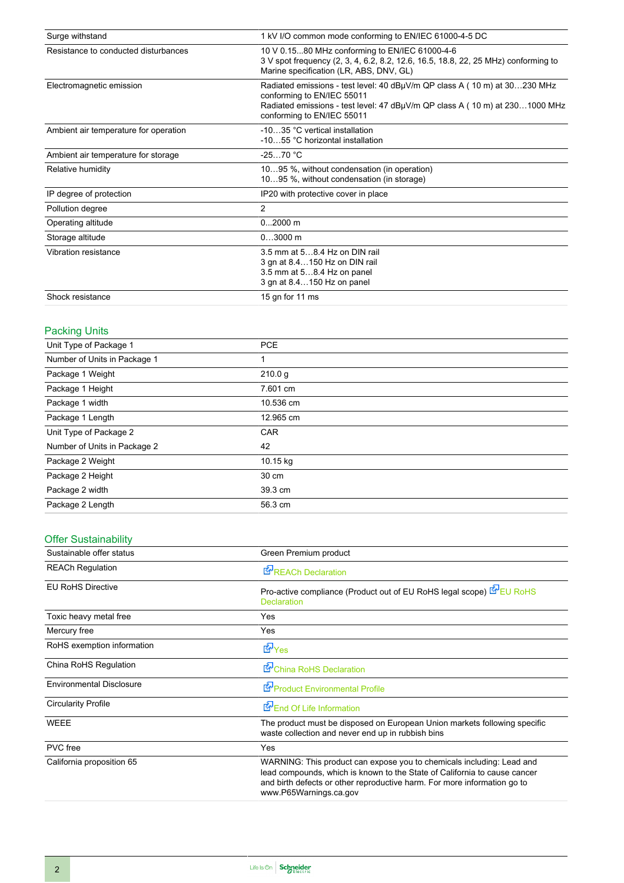| | |
|---|---|
| Surge withstand | 1 kV I/O common mode conforming to EN/IEC 61000-4-5 DC |
| Resistance to conducted disturbances | 10 V 0.15...80 MHz conforming to EN/IEC 61000-4-6<br>3 V spot frequency (2, 3, 4, 6.2, 8.2, 12.6, 16.5, 18.8, 22, 25 MHz) conforming to Marine specification (LR, ABS, DNV, GL) |
| Electromagnetic emission | Radiated emissions - test level: 40 dBµV/m QP class A ( 10 m) at 30…230 MHz conforming to EN/IEC 55011<br>Radiated emissions - test level: 47 dBµV/m QP class A ( 10 m) at 230…1000 MHz conforming to EN/IEC 55011 |
| Ambient air temperature for operation | -10…35 °C vertical installation<br>-10…55 °C horizontal installation |
| Ambient air temperature for storage | -25…70 °C |
| Relative humidity | 10…95 %, without condensation (in operation)<br>10…95 %, without condensation (in storage) |
| IP degree of protection | IP20 with protective cover in place |
| Pollution degree | 2 |
| Operating altitude | 0...2000 m |
| Storage altitude | 0…3000 m |
| Vibration resistance | 3.5 mm at 5…8.4 Hz on DIN rail<br>3 gn at 8.4…150 Hz on DIN rail<br>3.5 mm at 5…8.4 Hz on panel<br>3 gn at 8.4…150 Hz on panel |
| Shock resistance | 15 gn for 11 ms |

## Packing Units

| | |
|---|---|
| Unit Type of Package 1 | PCE |
| Number of Units in Package 1 | 1 |
| Package 1 Weight | 210.0 g |
| Package 1 Height | 7.601 cm |
| Package 1 width | 10.536 cm |
| Package 1 Length | 12.965 cm |
| Unit Type of Package 2 | CAR |
| Number of Units in Package 2 | 42 |
| Package 2 Weight | 10.15 kg |
| Package 2 Height | 30 cm |
| Package 2 width | 39.3 cm |
| Package 2 Length | 56.3 cm |

## Offer Sustainability

| | |
|---|---|
| Sustainable offer status | Green Premium product |
| REACh Regulation | REACh Declaration |
| EU RoHS Directive | Pro-active compliance (Product out of EU RoHS legal scope) EU RoHS Declaration |
| Toxic heavy metal free | Yes |
| Mercury free | Yes |
| RoHS exemption information | Yes |
| China RoHS Regulation | China RoHS Declaration |
| Environmental Disclosure | Product Environmental Profile |
| Circularity Profile | End Of Life Information |
| WEEE | The product must be disposed on European Union markets following specific waste collection and never end up in rubbish bins |
| PVC free | Yes |
| California proposition 65 | WARNING: This product can expose you to chemicals including: Lead and lead compounds, which is known to the State of California to cause cancer and birth defects or other reproductive harm. For more information go to www.P65Warnings.ca.gov |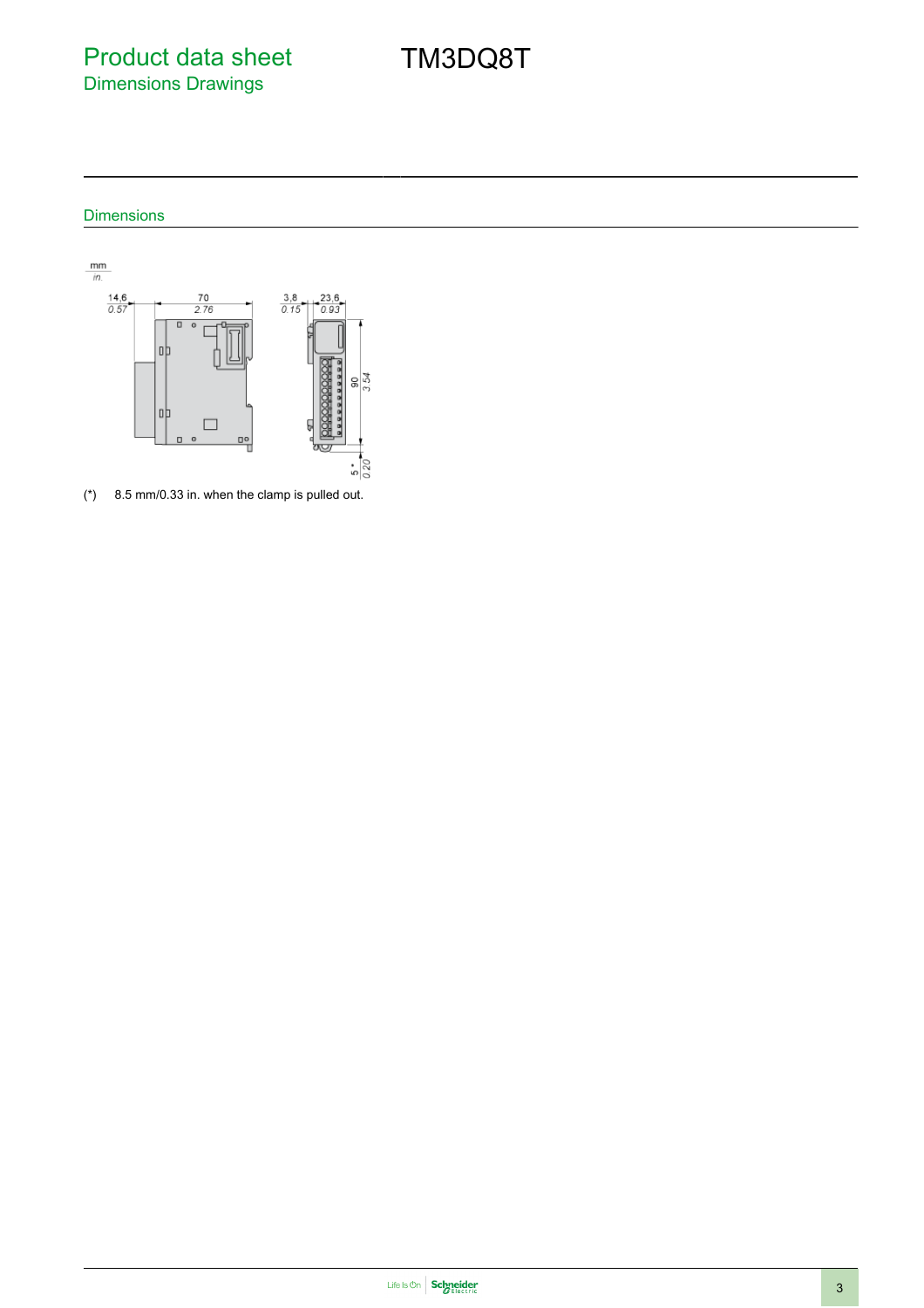# Product data sheet

## Dimensions Drawings

TM3DQ8T

### Dimensions

(*) 8.5 mm/0.33 in. when the clamp is pulled out.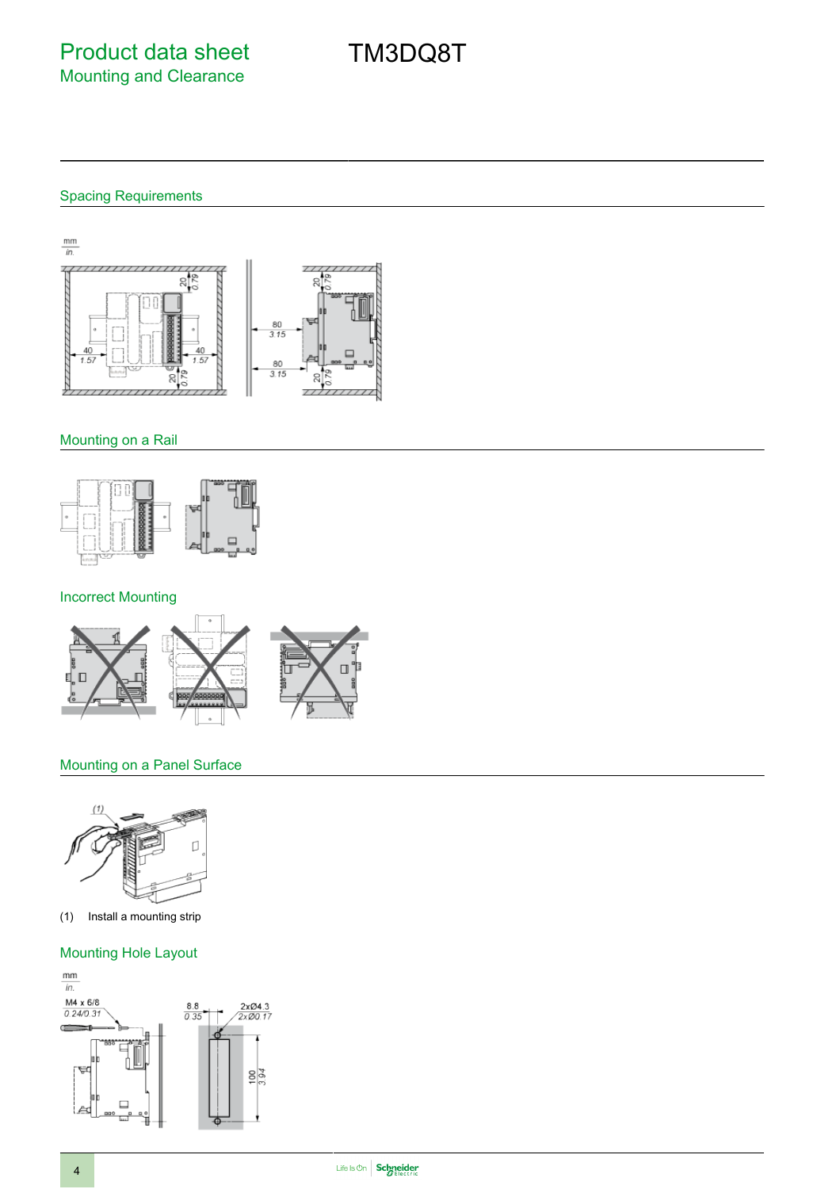# Product data sheet

## Mounting and Clearance

# TM3DQ8T

## Spacing Requirements

## Mounting on a Rail

## Incorrect Mounting

## Mounting on a Panel Surface

(1) Install a mounting strip

## Mounting Hole Layout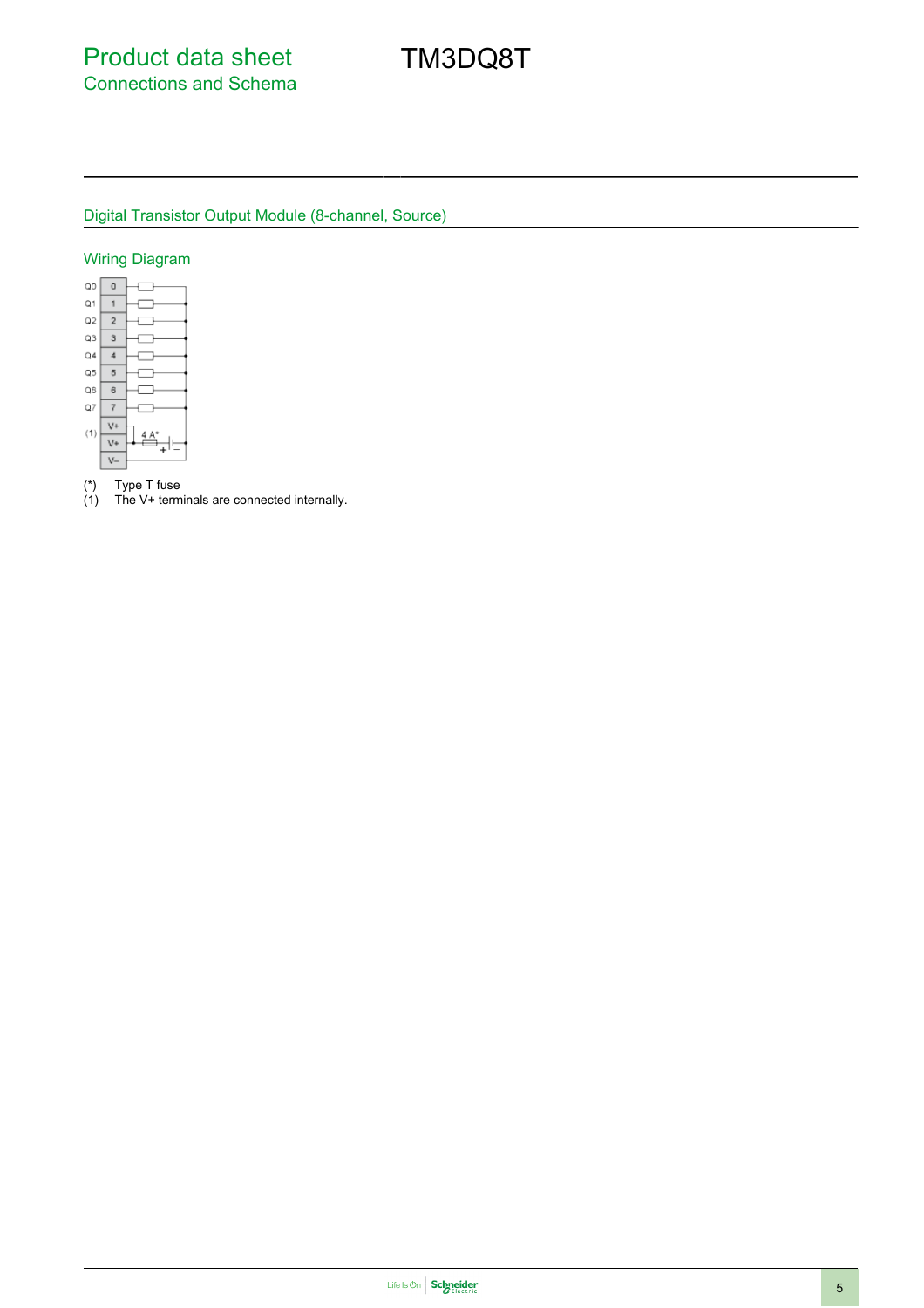# Product data sheet
## Connections and Schema

# TM3DQ8T

### Digital Transistor Output Module (8-channel, Source)

#### Wiring Diagram

Q0 0
Q1 1
Q2 2
Q3 3
Q4 4
Q5 5
Q6 6
Q7 7
(1) V+
V+
V–
4 A*
+ –

(*) Type T fuse
(1) The V+ terminals are connected internally.